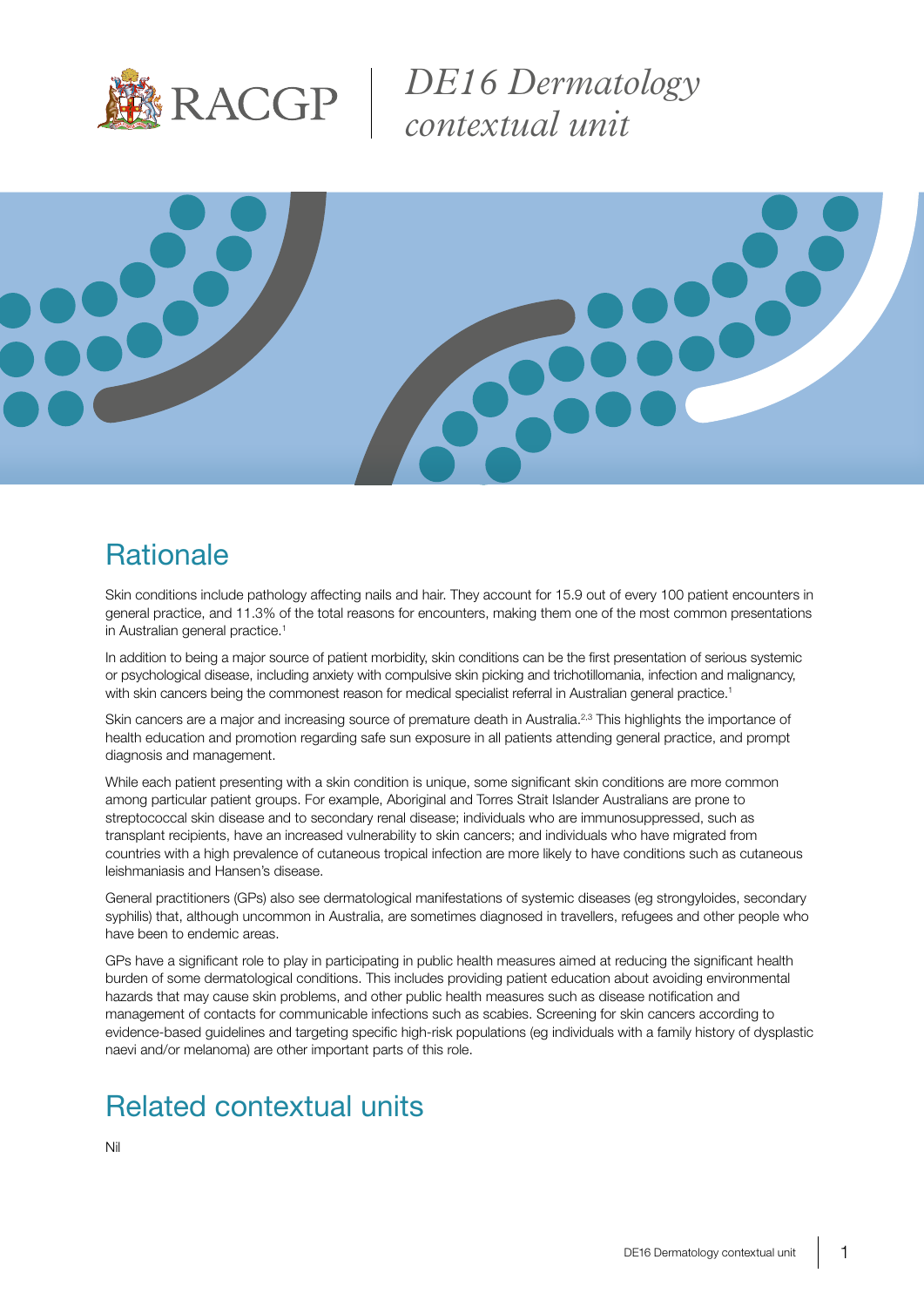RACGP

# DE16 Dermatology contextual unit

## Rationale

Skin conditions include pathology affecting nails and hair. They account for 15.9 out of every 100 patient encounters in general practice, and 11.3% of the total reasons for encounters, making them one of the most common presentations in Australian general practice.[1]

In addition to being a major source of patient morbidity, skin conditions can be the first presentation of serious systemic or psychological disease, including anxiety with compulsive skin picking and trichotillomania, infection and malignancy, with skin cancers being the commonest reason for medical specialist referral in Australian general practice.[1]

Skin cancers are a major and increasing source of premature death in Australia.[2,3] This highlights the importance of health education and promotion regarding safe sun exposure in all patients attending general practice, and prompt diagnosis and management.

While each patient presenting with a skin condition is unique, some significant skin conditions are more common among particular patient groups. For example, Aboriginal and Torres Strait Islander Australians are prone to streptococcal skin disease and to secondary renal disease; individuals who are immunosuppressed, such as transplant recipients, have an increased vulnerability to skin cancers; and individuals who have migrated from countries with a high prevalence of cutaneous tropical infection are more likely to have conditions such as cutaneous leishmaniasis and Hansen's disease.

General practitioners (GPs) also see dermatological manifestations of systemic diseases (eg strongyloides, secondary syphilis) that, although uncommon in Australia, are sometimes diagnosed in travellers, refugees and other people who have been to endemic areas.

GPs have a significant role to play in participating in public health measures aimed at reducing the significant health burden of some dermatological conditions. This includes providing patient education about avoiding environmental hazards that may cause skin problems, and other public health measures such as disease notification and management of contacts for communicable infections such as scabies. Screening for skin cancers according to evidence-based guidelines and targeting specific high-risk populations (eg individuals with a family history of dysplastic naevi and/or melanoma) are other important parts of this role.

## Related contextual units

Nil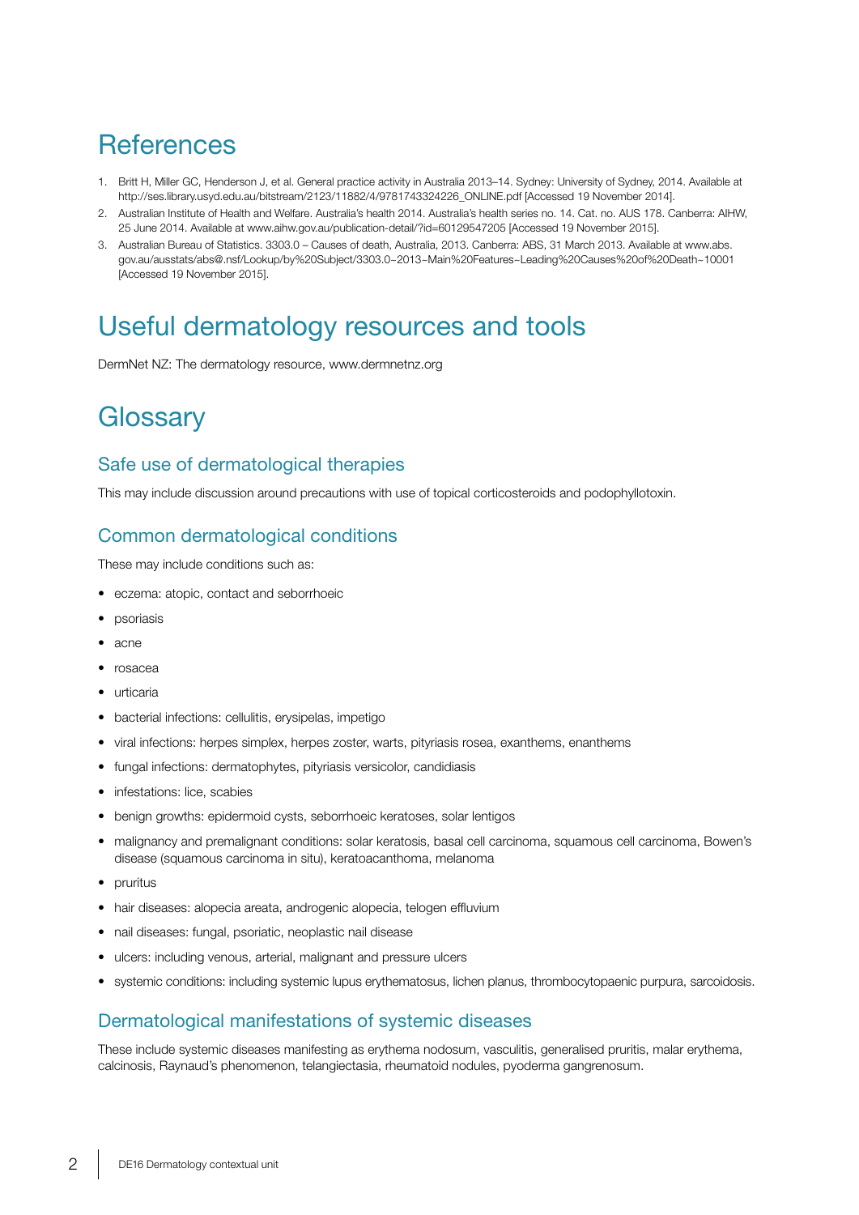# References

1. Britt H, Miller GC, Henderson J, et al. General practice activity in Australia 2013–14. Sydney: University of Sydney, 2014. Available at http://ses.library.usyd.edu.au/bitstream/2123/11882/4/9781743324226_ONLINE.pdf [Accessed 19 November 2014].
2. Australian Institute of Health and Welfare. Australia's health 2014. Australia's health series no. 14. Cat. no. AUS 178. Canberra: AIHW, 25 June 2014. Available at www.aihw.gov.au/publication-detail/?id=60129547205 [Accessed 19 November 2015].
3. Australian Bureau of Statistics. 3303.0 – Causes of death, Australia, 2013. Canberra: ABS, 31 March 2013. Available at www.abs.gov.au/ausstats/abs@.nsf/Lookup/by%20Subject/3303.0~2013~Main%20Features~Leading%20Causes%20of%20Death~10001 [Accessed 19 November 2015].

# Useful dermatology resources and tools

DermNet NZ: The dermatology resource, www.dermnetnz.org

# Glossary

## Safe use of dermatological therapies

This may include discussion around precautions with use of topical corticosteroids and podophyllotoxin.

## Common dermatological conditions

These may include conditions such as:

- eczema: atopic, contact and seborrhoeic
- psoriasis
- acne
- rosacea
- urticaria
- bacterial infections: cellulitis, erysipelas, impetigo
- viral infections: herpes simplex, herpes zoster, warts, pityriasis rosea, exanthems, enanthems
- fungal infections: dermatophytes, pityriasis versicolor, candidiasis
- infestations: lice, scabies
- benign growths: epidermoid cysts, seborrhoeic keratoses, solar lentigos
- malignancy and premalignant conditions: solar keratosis, basal cell carcinoma, squamous cell carcinoma, Bowen's disease (squamous carcinoma in situ), keratoacanthoma, melanoma
- pruritus
- hair diseases: alopecia areata, androgenic alopecia, telogen effluvium
- nail diseases: fungal, psoriatic, neoplastic nail disease
- ulcers: including venous, arterial, malignant and pressure ulcers
- systemic conditions: including systemic lupus erythematosus, lichen planus, thrombocytopaenic purpura, sarcoidosis.

## Dermatological manifestations of systemic diseases

These include systemic diseases manifesting as erythema nodosum, vasculitis, generalised pruritis, malar erythema, calcinosis, Raynaud's phenomenon, telangiectasia, rheumatoid nodules, pyoderma gangrenosum.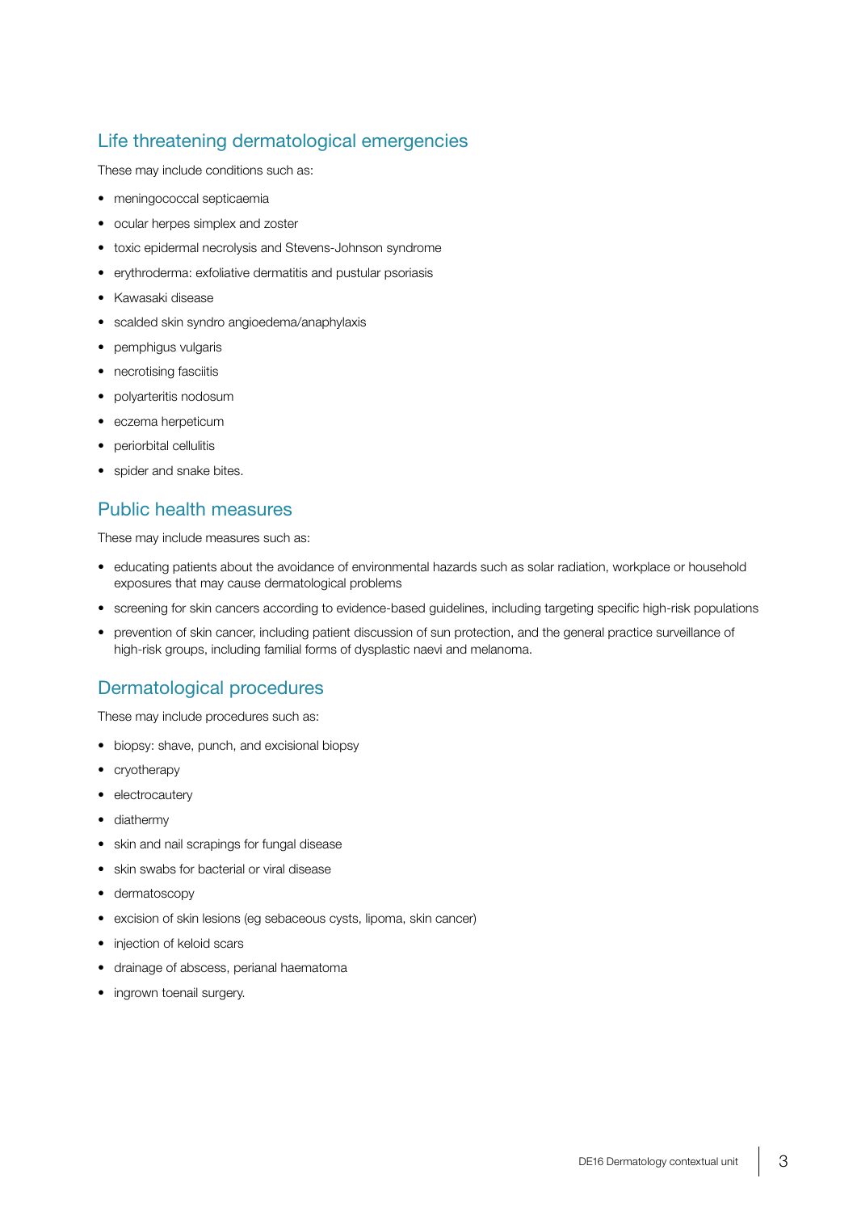## Life threatening dermatological emergencies

These may include conditions such as:

- meningococcal septicaemia
- ocular herpes simplex and zoster
- toxic epidermal necrolysis and Stevens-Johnson syndrome
- erythroderma: exfoliative dermatitis and pustular psoriasis
- Kawasaki disease
- scalded skin syndro angioedema/anaphylaxis
- pemphigus vulgaris
- necrotising fasciitis
- polyarteritis nodosum
- eczema herpeticum
- periorbital cellulitis
- spider and snake bites.

## Public health measures

These may include measures such as:

- educating patients about the avoidance of environmental hazards such as solar radiation, workplace or household exposures that may cause dermatological problems
- screening for skin cancers according to evidence-based guidelines, including targeting specific high-risk populations
- prevention of skin cancer, including patient discussion of sun protection, and the general practice surveillance of high-risk groups, including familial forms of dysplastic naevi and melanoma.

## Dermatological procedures

These may include procedures such as:

- biopsy: shave, punch, and excisional biopsy
- cryotherapy
- electrocautery
- diathermy
- skin and nail scrapings for fungal disease
- skin swabs for bacterial or viral disease
- dermatoscopy
- excision of skin lesions (eg sebaceous cysts, lipoma, skin cancer)
- injection of keloid scars
- drainage of abscess, perianal haematoma
- ingrown toenail surgery.